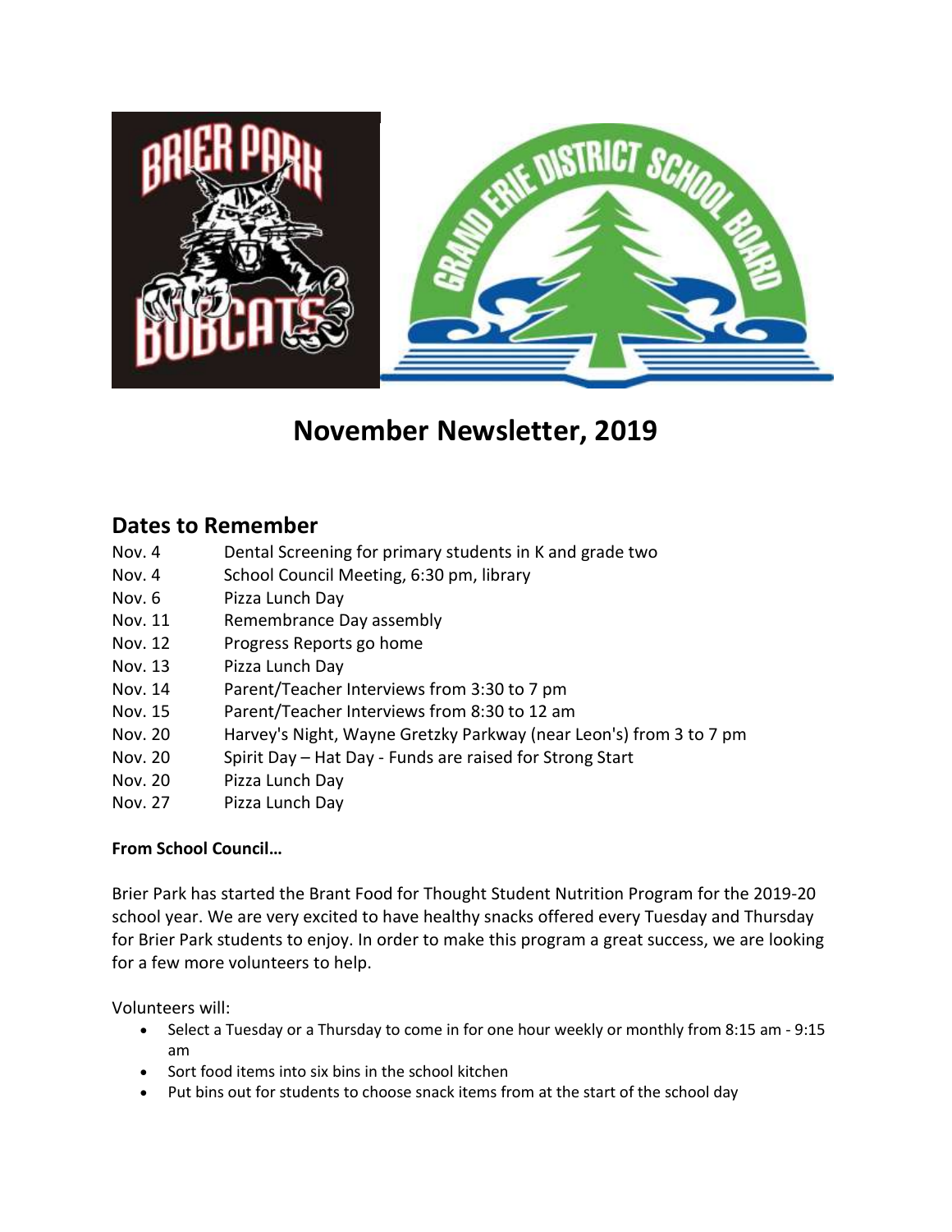# November Newsletter, 2019

## Dates to Remember

| | |
|---|---|
| Nov. 4 | Dental Screening for primary students in K and grade two |
| Nov. 4 | School Council Meeting, 6:30 pm, library |
| Nov. 6 | Pizza Lunch Day |
| Nov. 11 | Remembrance Day assembly |
| Nov. 12 | Progress Reports go home |
| Nov. 13 | Pizza Lunch Day |
| Nov. 14 | Parent/Teacher Interviews from 3:30 to 7 pm |
| Nov. 15 | Parent/Teacher Interviews from 8:30 to 12 am |
| Nov. 20 | Harvey's Night, Wayne Gretzky Parkway (near Leon's) from 3 to 7 pm |
| Nov. 20 | Spirit Day – Hat Day - Funds are raised for Strong Start |
| Nov. 20 | Pizza Lunch Day |
| Nov. 27 | Pizza Lunch Day |

**From School Council…**

Brier Park has started the Brant Food for Thought Student Nutrition Program for the 2019-20 school year. We are very excited to have healthy snacks offered every Tuesday and Thursday for Brier Park students to enjoy. In order to make this program a great success, we are looking for a few more volunteers to help.

Volunteers will:

- Select a Tuesday or a Thursday to come in for one hour weekly or monthly from 8:15 am - 9:15 am
- Sort food items into six bins in the school kitchen
- Put bins out for students to choose snack items from at the start of the school day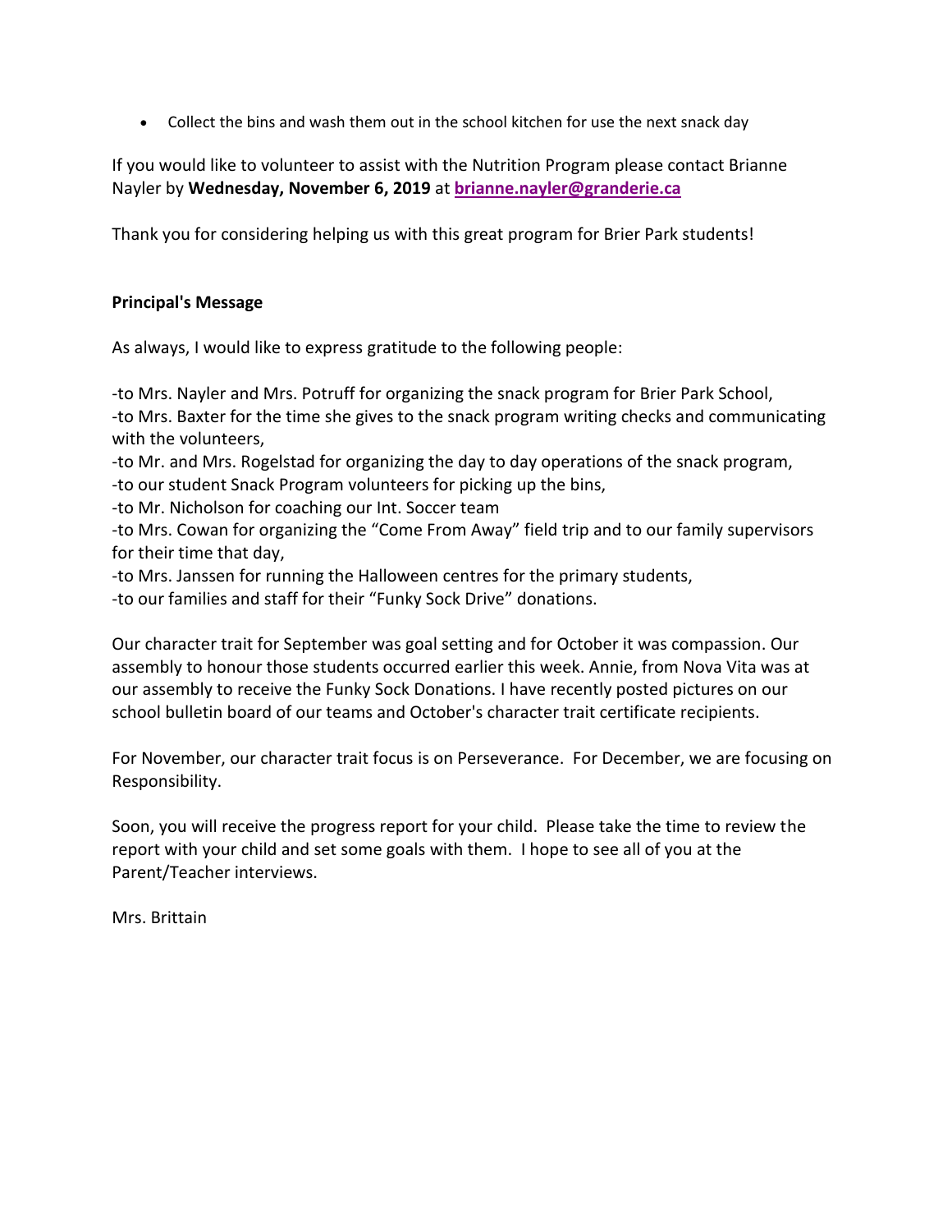- Collect the bins and wash them out in the school kitchen for use the next snack day

If you would like to volunteer to assist with the Nutrition Program please contact Brianne Nayler by **Wednesday, November 6, 2019** at **brianne.nayler@granderie.ca**

Thank you for considering helping us with this great program for Brier Park students!

**Principal's Message**

As always, I would like to express gratitude to the following people:

-to Mrs. Nayler and Mrs. Potruff for organizing the snack program for Brier Park School,
-to Mrs. Baxter for the time she gives to the snack program writing checks and communicating with the volunteers,
-to Mr. and Mrs. Rogelstad for organizing the day to day operations of the snack program,
-to our student Snack Program volunteers for picking up the bins,
-to Mr. Nicholson for coaching our Int. Soccer team
-to Mrs. Cowan for organizing the "Come From Away" field trip and to our family supervisors for their time that day,
-to Mrs. Janssen for running the Halloween centres for the primary students,
-to our families and staff for their "Funky Sock Drive" donations.

Our character trait for September was goal setting and for October it was compassion. Our assembly to honour those students occurred earlier this week. Annie, from Nova Vita was at our assembly to receive the Funky Sock Donations. I have recently posted pictures on our school bulletin board of our teams and October's character trait certificate recipients.

For November, our character trait focus is on Perseverance. For December, we are focusing on Responsibility.

Soon, you will receive the progress report for your child. Please take the time to review the report with your child and set some goals with them. I hope to see all of you at the Parent/Teacher interviews.

Mrs. Brittain